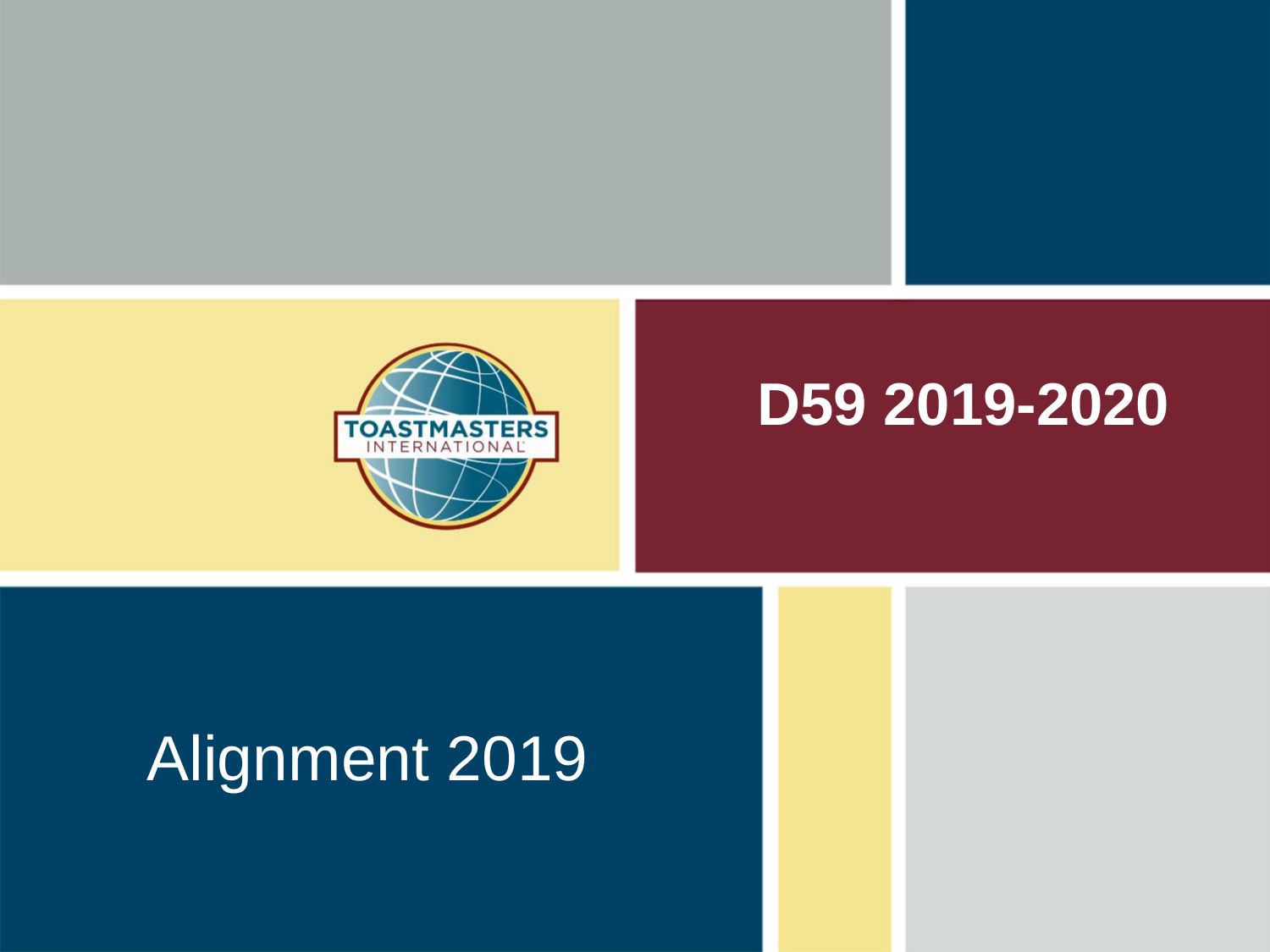# D59 2019-2020

## Alignment 2019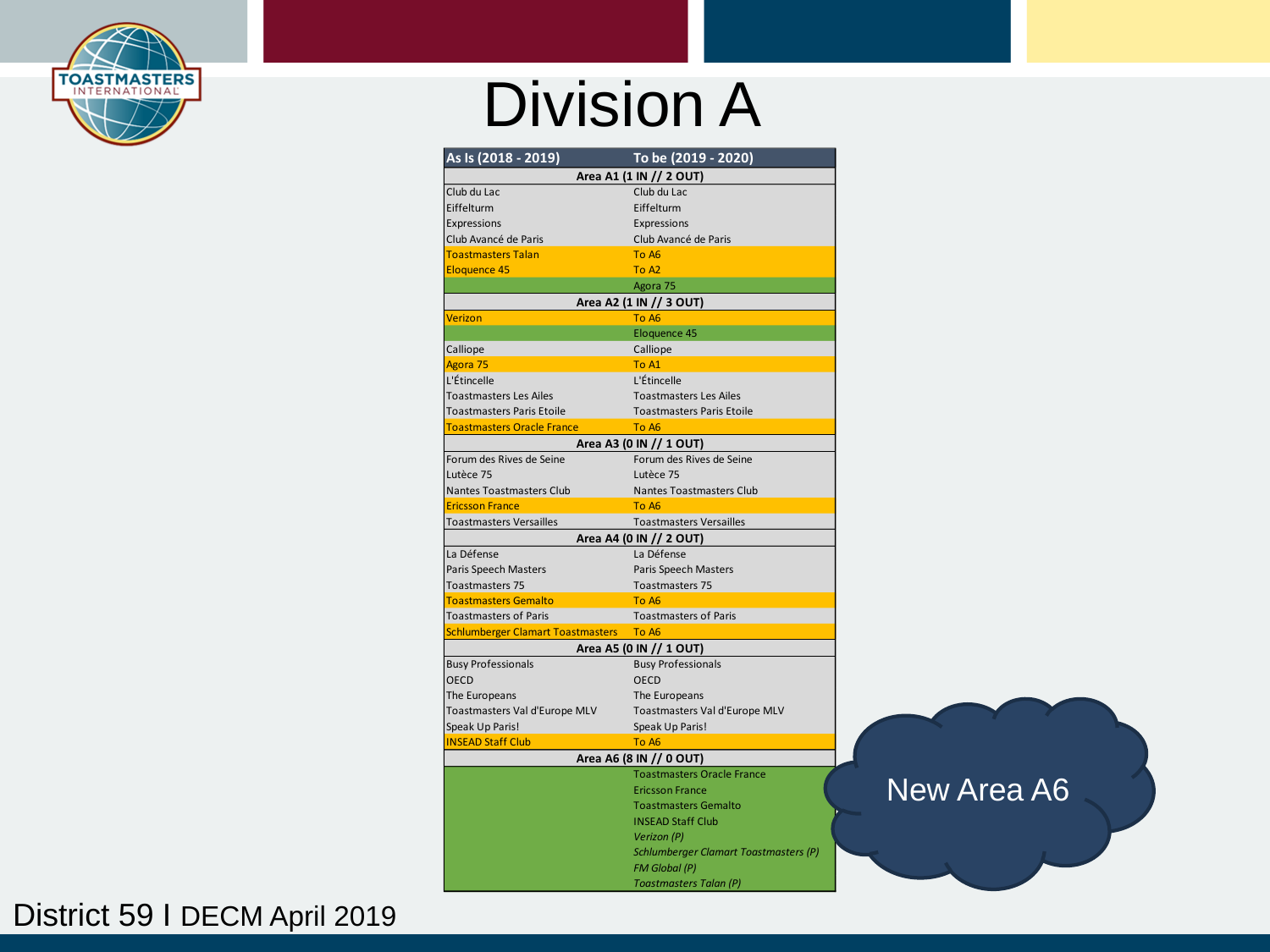# Division A

| As Is (2018 - 2019) | To be (2019 - 2020) |
|---|---|
| **Area A1 (1 IN // 2 OUT)** | |
| Club du Lac | Club du Lac |
| Eiffelturm | Eiffelturm |
| Expressions | Expressions |
| Club Avancé de Paris | Club Avancé de Paris |
| Toastmasters Talan | To A6 |
| Eloquence 45 | To A2 |
| | Agora 75 |
| **Area A2 (1 IN // 3 OUT)** | |
| Verizon | To A6 |
| | Eloquence 45 |
| Calliope | Calliope |
| Agora 75 | To A1 |
| L'Étincelle | L'Étincelle |
| Toastmasters Les Ailes | Toastmasters Les Ailes |
| Toastmasters Paris Etoile | Toastmasters Paris Etoile |
| Toastmasters Oracle France | To A6 |
| **Area A3 (0 IN // 1 OUT)** | |
| Forum des Rives de Seine | Forum des Rives de Seine |
| Lutèce 75 | Lutèce 75 |
| Nantes Toastmasters Club | Nantes Toastmasters Club |
| Ericsson France | To A6 |
| Toastmasters Versailles | Toastmasters Versailles |
| **Area A4 (0 IN // 2 OUT)** | |
| La Défense | La Défense |
| Paris Speech Masters | Paris Speech Masters |
| Toastmasters 75 | Toastmasters 75 |
| Toastmasters Gemalto | To A6 |
| Toastmasters of Paris | Toastmasters of Paris |
| Schlumberger Clamart Toastmasters | To A6 |
| **Area A5 (0 IN // 1 OUT)** | |
| Busy Professionals | Busy Professionals |
| OECD | OECD |
| The Europeans | The Europeans |
| Toastmasters Val d'Europe MLV | Toastmasters Val d'Europe MLV |
| Speak Up Paris! | Speak Up Paris! |
| INSEAD Staff Club | To A6 |
| **Area A6 (8 IN // 0 OUT)** | |
| | Toastmasters Oracle France |
| | Ericsson France |
| | Toastmasters Gemalto |
| | INSEAD Staff Club |
| | *Verizon (P)* |
| | *Schlumberger Clamart Toastmasters (P)* |
| | *FM Global (P)* |
| | *Toastmasters Talan (P)* |

New Area A6

District 59 I DECM April 2019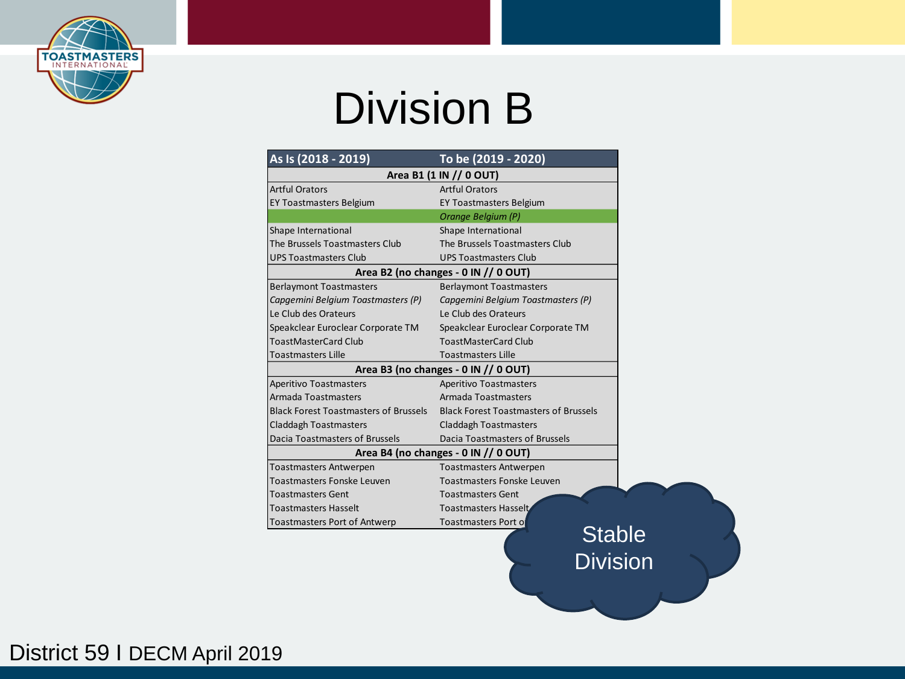# Division B

| As Is (2018 - 2019) | To be (2019 - 2020) |
|---|---|
| **Area B1 (1 IN // 0 OUT)** | |
| Artful Orators | Artful Orators |
| EY Toastmasters Belgium | EY Toastmasters Belgium |
| | *Orange Belgium (P)* |
| Shape International | Shape International |
| The Brussels Toastmasters Club | The Brussels Toastmasters Club |
| UPS Toastmasters Club | UPS Toastmasters Club |
| **Area B2 (no changes - 0 IN // 0 OUT)** | |
| Berlaymont Toastmasters | Berlaymont Toastmasters |
| *Capgemini Belgium Toastmasters (P)* | *Capgemini Belgium Toastmasters (P)* |
| Le Club des Orateurs | Le Club des Orateurs |
| Speakclear Euroclear Corporate TM | Speakclear Euroclear Corporate TM |
| ToastMasterCard Club | ToastMasterCard Club |
| Toastmasters Lille | Toastmasters Lille |
| **Area B3 (no changes - 0 IN // 0 OUT)** | |
| Aperitivo Toastmasters | Aperitivo Toastmasters |
| Armada Toastmasters | Armada Toastmasters |
| Black Forest Toastmasters of Brussels | Black Forest Toastmasters of Brussels |
| Claddagh Toastmasters | Claddagh Toastmasters |
| Dacia Toastmasters of Brussels | Dacia Toastmasters of Brussels |
| **Area B4 (no changes - 0 IN // 0 OUT)** | |
| Toastmasters Antwerpen | Toastmasters Antwerpen |
| Toastmasters Fonske Leuven | Toastmasters Fonske Leuven |
| Toastmasters Gent | Toastmasters Gent |
| Toastmasters Hasselt | Toastmasters Hasselt |
| Toastmasters Port of Antwerp | Toastmasters Port o |

Stable Division

District 59 I DECM April 2019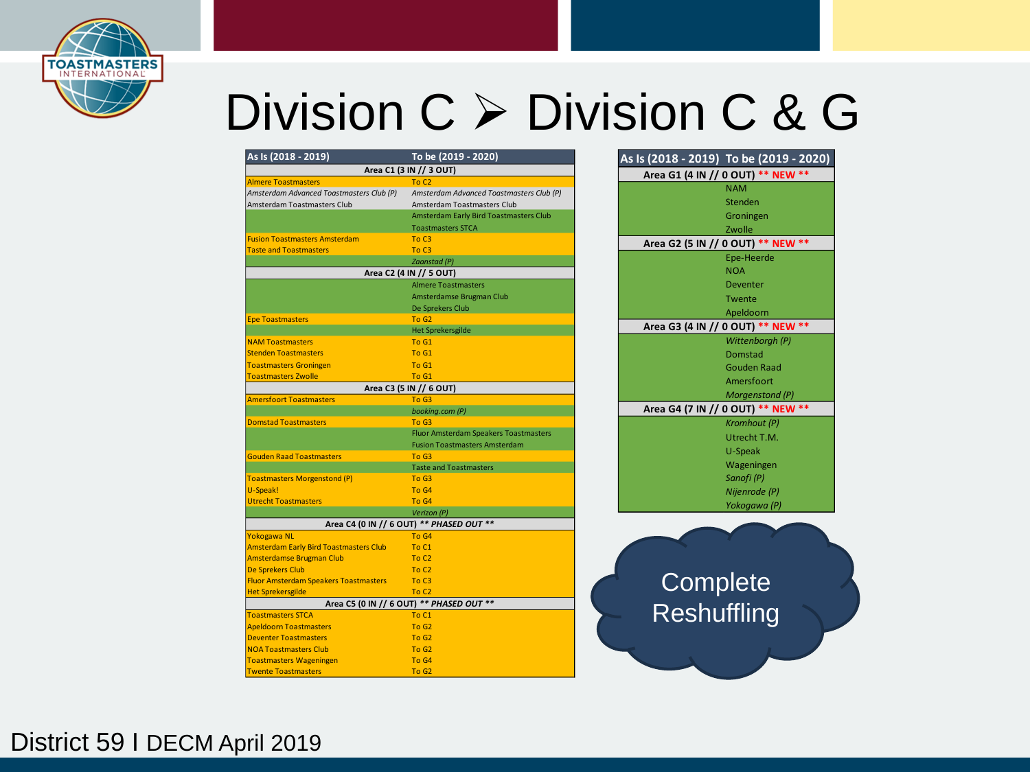# Division C ➢ Division C & G

| As Is (2018 - 2019) | To be (2019 - 2020) |
|---|---|
| **Area C1 (3 IN // 3 OUT)** | |
| Almere Toastmasters | To C2 |
| *Amsterdam Advanced Toastmasters Club (P)* | *Amsterdam Advanced Toastmasters Club (P)* |
| Amsterdam Toastmasters Club | Amsterdam Toastmasters Club |
| | Amsterdam Early Bird Toastmasters Club |
| | Toastmasters STCA |
| Fusion Toastmasters Amsterdam | To C3 |
| Taste and Toastmasters | To C3 |
| | *Zaanstad (P)* |
| **Area C2 (4 IN // 5 OUT)** | |
| | Almere Toastmasters |
| | Amsterdamse Brugman Club |
| | De Sprekers Club |
| Epe Toastmasters | To G2 |
| | Het Sprekersgilde |
| NAM Toastmasters | To G1 |
| Stenden Toastmasters | To G1 |
| Toastmasters Groningen | To G1 |
| Toastmasters Zwolle | To G1 |
| **Area C3 (5 IN // 6 OUT)** | |
| Amersfoort Toastmasters | To G3 |
| | *booking.com (P)* |
| Domstad Toastmasters | To G3 |
| | Fluor Amsterdam Speakers Toastmasters |
| | Fusion Toastmasters Amsterdam |
| Gouden Raad Toastmasters | To G3 |
| | Taste and Toastmasters |
| Toastmasters Morgenstond (P) | To G3 |
| U-Speak! | To G4 |
| Utrecht Toastmasters | To G4 |
| | *Verizon (P)* |
| **Area C4 (0 IN // 6 OUT) *\*\* PHASED OUT \*\**** | |
| Yokogawa NL | To G4 |
| Amsterdam Early Bird Toastmasters Club | To C1 |
| Amsterdamse Brugman Club | To C2 |
| De Sprekers Club | To C2 |
| Fluor Amsterdam Speakers Toastmasters | To C3 |
| Het Sprekersgilde | To C2 |
| **Area C5 (0 IN // 6 OUT) *\*\* PHASED OUT \*\**** | |
| Toastmasters STCA | To C1 |
| Apeldoorn Toastmasters | To G2 |
| Deventer Toastmasters | To G2 |
| NOA Toastmasters Club | To G2 |
| Toastmasters Wageningen | To G4 |
| Twente Toastmasters | To G2 |

| As Is (2018 - 2019) To be (2019 - 2020) |
|---|
| **Area G1 (4 IN // 0 OUT) \*\* NEW \*\*** |
| NAM |
| Stenden |
| Groningen |
| Zwolle |
| **Area G2 (5 IN // 0 OUT) \*\* NEW \*\*** |
| Epe-Heerde |
| NOA |
| Deventer |
| Twente |
| Apeldoorn |
| **Area G3 (4 IN // 0 OUT) \*\* NEW \*\*** |
| *Wittenborgh (P)* |
| Domstad |
| Gouden Raad |
| Amersfoort |
| *Morgenstond (P)* |
| **Area G4 (7 IN // 0 OUT) \*\* NEW \*\*** |
| *Kromhout (P)* |
| Utrecht T.M. |
| U-Speak |
| Wageningen |
| *Sanofi (P)* |
| *Nijenrode (P)* |
| *Yokogawa (P)* |

Complete Reshuffling

District 59 I DECM April 2019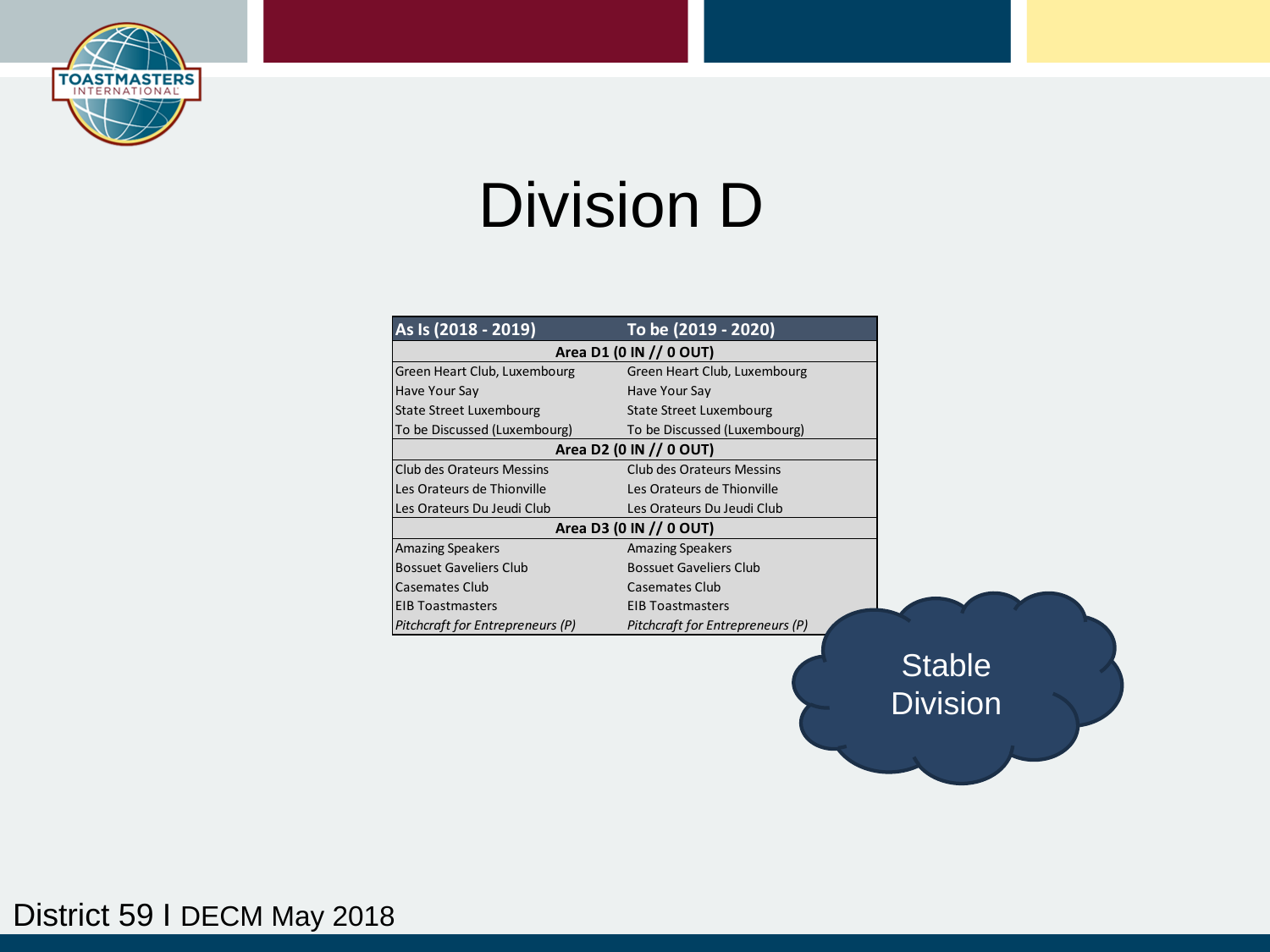# Division D

| As Is (2018 - 2019) | To be (2019 - 2020) |
|---|---|
| **Area D1 (0 IN // 0 OUT)** | |
| Green Heart Club, Luxembourg | Green Heart Club, Luxembourg |
| Have Your Say | Have Your Say |
| State Street Luxembourg | State Street Luxembourg |
| To be Discussed (Luxembourg) | To be Discussed (Luxembourg) |
| **Area D2 (0 IN // 0 OUT)** | |
| Club des Orateurs Messins | Club des Orateurs Messins |
| Les Orateurs de Thionville | Les Orateurs de Thionville |
| Les Orateurs Du Jeudi Club | Les Orateurs Du Jeudi Club |
| **Area D3 (0 IN // 0 OUT)** | |
| Amazing Speakers | Amazing Speakers |
| Bossuet Gaveliers Club | Bossuet Gaveliers Club |
| Casemates Club | Casemates Club |
| EIB Toastmasters | EIB Toastmasters |
| *Pitchcraft for Entrepreneurs (P)* | *Pitchcraft for Entrepreneurs (P)* |

Stable Division

District 59 I DECM May 2018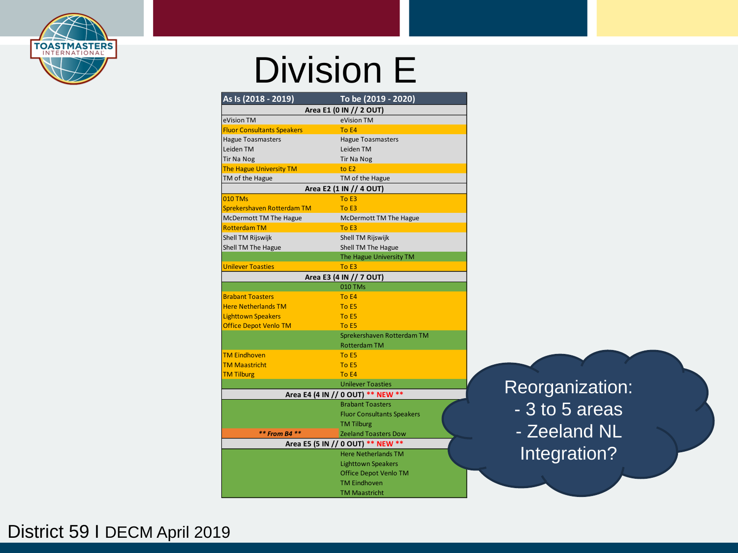# Division E

| As Is (2018 - 2019) | To be (2019 - 2020) |
|---|---|
| **Area E1 (0 IN // 2 OUT)** | |
| eVision TM | eVision TM |
| Fluor Consultants Speakers | To E4 |
| Hague Toasmasters | Hague Toasmasters |
| Leiden TM | Leiden TM |
| Tir Na Nog | Tir Na Nog |
| The Hague University TM | to E2 |
| TM of the Hague | TM of the Hague |
| **Area E2 (1 IN // 4 OUT)** | |
| 010 TMs | To E3 |
| Sprekershaven Rotterdam TM | To E3 |
| McDermott TM The Hague | McDermott TM The Hague |
| Rotterdam TM | To E3 |
| Shell TM Rijswijk | Shell TM Rijswijk |
| Shell TM The Hague | Shell TM The Hague |
| | The Hague University TM |
| Unilever Toasties | To E3 |
| **Area E3 (4 IN // 7 OUT)** | |
| | 010 TMs |
| Brabant Toasters | To E4 |
| Here Netherlands TM | To E5 |
| Lighttown Speakers | To E5 |
| Office Depot Venlo TM | To E5 |
| | Sprekershaven Rotterdam TM |
| | Rotterdam TM |
| TM Eindhoven | To E5 |
| TM Maastricht | To E5 |
| TM Tilburg | To E4 |
| | Unilever Toasties |
| **Area E4 (4 IN // 0 OUT) ** NEW **** | |
| | Brabant Toasters |
| | Fluor Consultants Speakers |
| | TM Tilburg |
| *** From B4 *** | Zeeland Toasters Dow |
| **Area E5 (5 IN // 0 OUT) ** NEW **** | |
| | Here Netherlands TM |
| | Lighttown Speakers |
| | Office Depot Venlo TM |
| | TM Eindhoven |
| | TM Maastricht |

Reorganization:
- 3 to 5 areas
- Zeeland NL Integration?

District 59 I DECM April 2019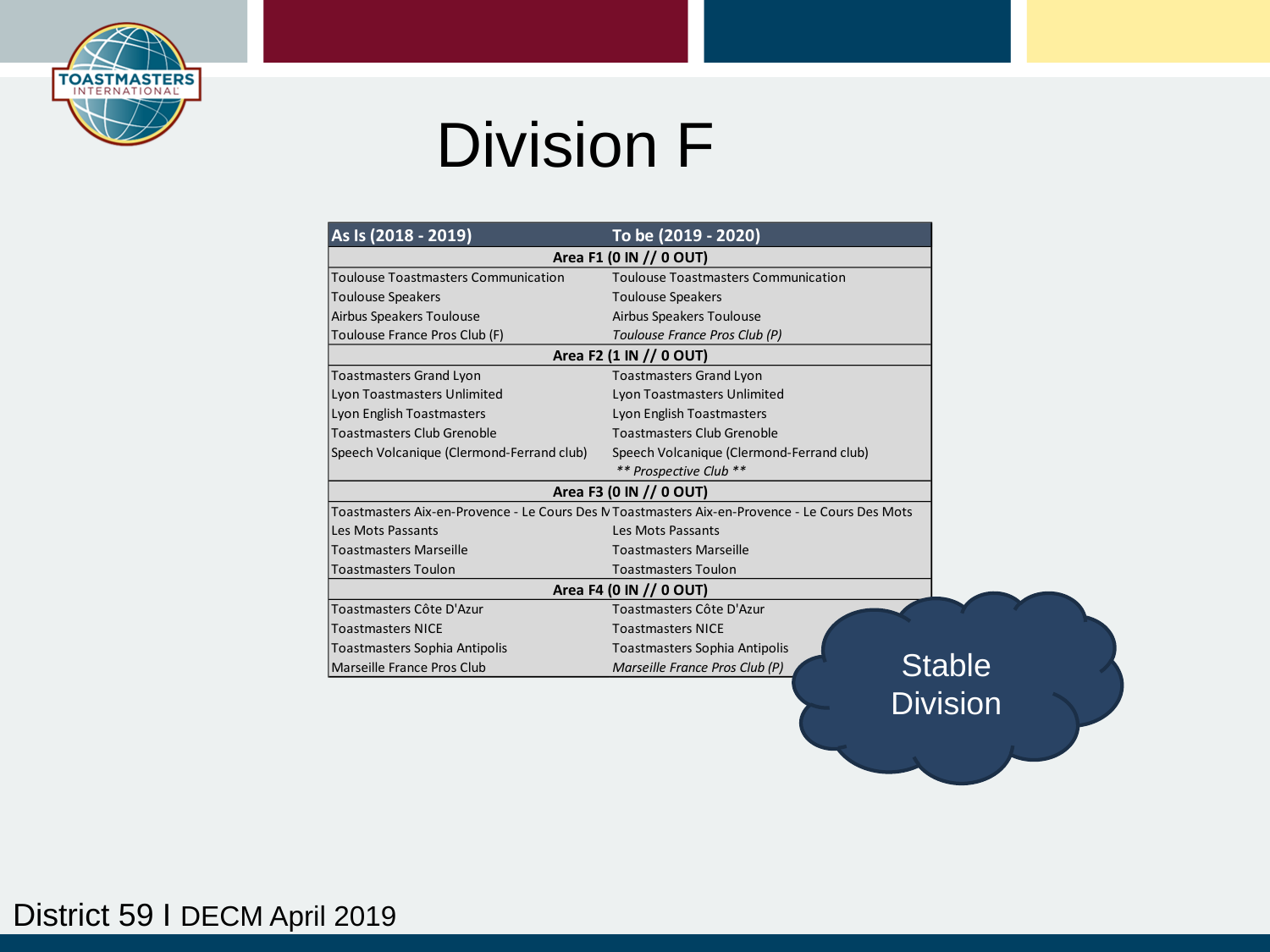# Division F

| As Is (2018 - 2019) | To be (2019 - 2020) |
|---|---|
| **Area F1 (0 IN // 0 OUT)** | |
| Toulouse Toastmasters Communication | Toulouse Toastmasters Communication |
| Toulouse Speakers | Toulouse Speakers |
| Airbus Speakers Toulouse | Airbus Speakers Toulouse |
| Toulouse France Pros Club (F) | *Toulouse France Pros Club (P)* |
| **Area F2 (1 IN // 0 OUT)** | |
| Toastmasters Grand Lyon | Toastmasters Grand Lyon |
| Lyon Toastmasters Unlimited | Lyon Toastmasters Unlimited |
| Lyon English Toastmasters | Lyon English Toastmasters |
| Toastmasters Club Grenoble | Toastmasters Club Grenoble |
| Speech Volcanique (Clermond-Ferrand club) | Speech Volcanique (Clermond-Ferrand club) |
| | *** Prospective Club *** |
| **Area F3 (0 IN // 0 OUT)** | |
| Toastmasters Aix-en-Provence - Le Cours Des M | Toastmasters Aix-en-Provence - Le Cours Des Mots |
| Les Mots Passants | Les Mots Passants |
| Toastmasters Marseille | Toastmasters Marseille |
| Toastmasters Toulon | Toastmasters Toulon |
| **Area F4 (0 IN // 0 OUT)** | |
| Toastmasters Côte D'Azur | Toastmasters Côte D'Azur |
| Toastmasters NICE | Toastmasters NICE |
| Toastmasters Sophia Antipolis | Toastmasters Sophia Antipolis |
| Marseille France Pros Club | *Marseille France Pros Club (P)* |

Stable Division

District 59 I DECM April 2019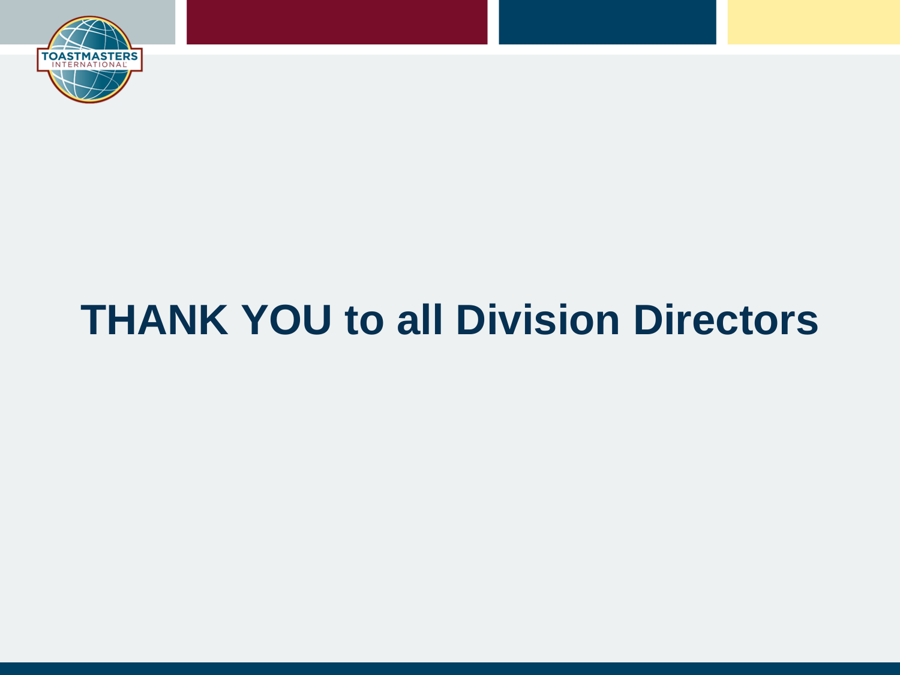# THANK YOU to all Division Directors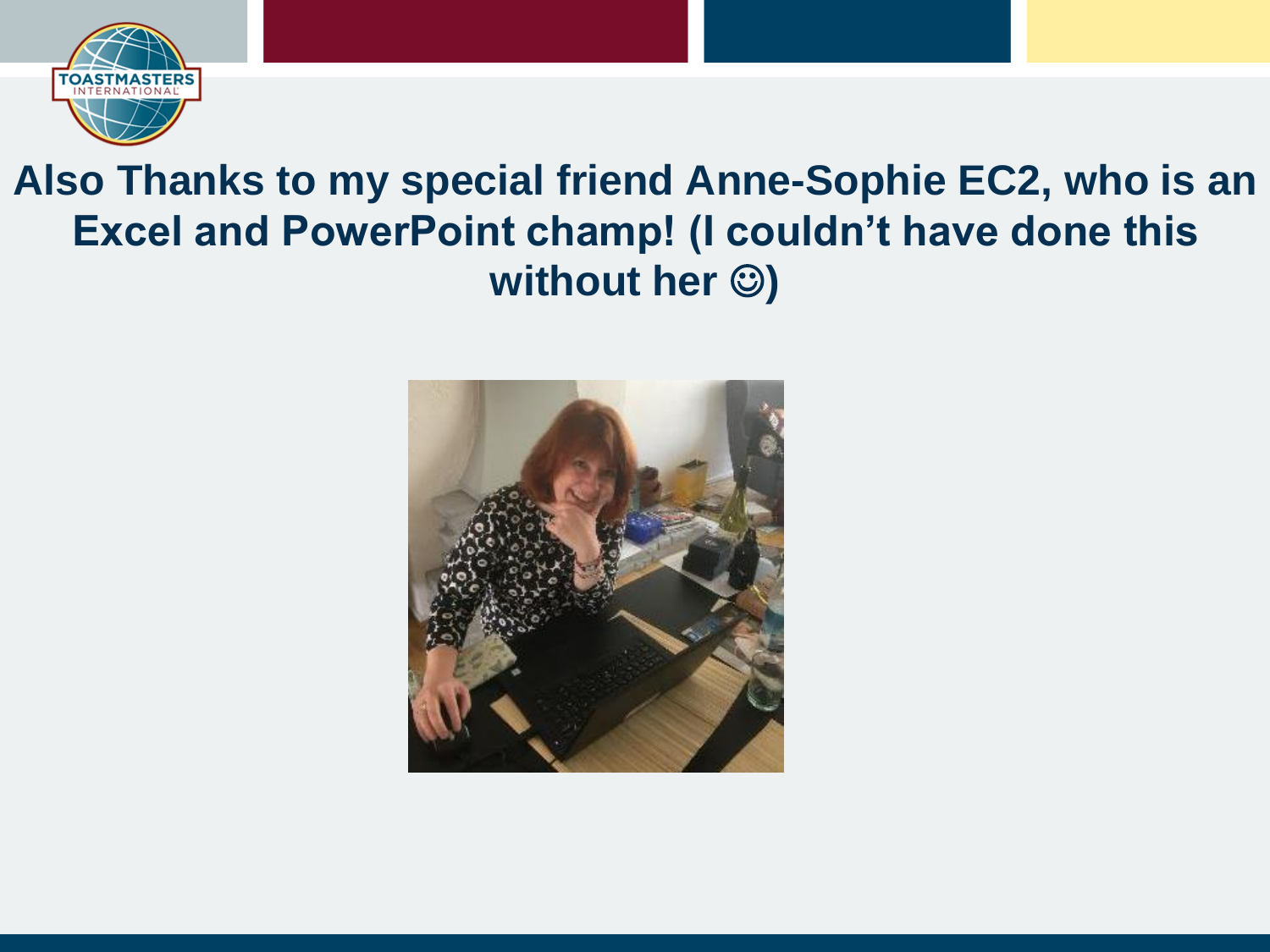## Also Thanks to my special friend Anne-Sophie EC2, who is an Excel and PowerPoint champ! (I couldn't have done this without her ☺)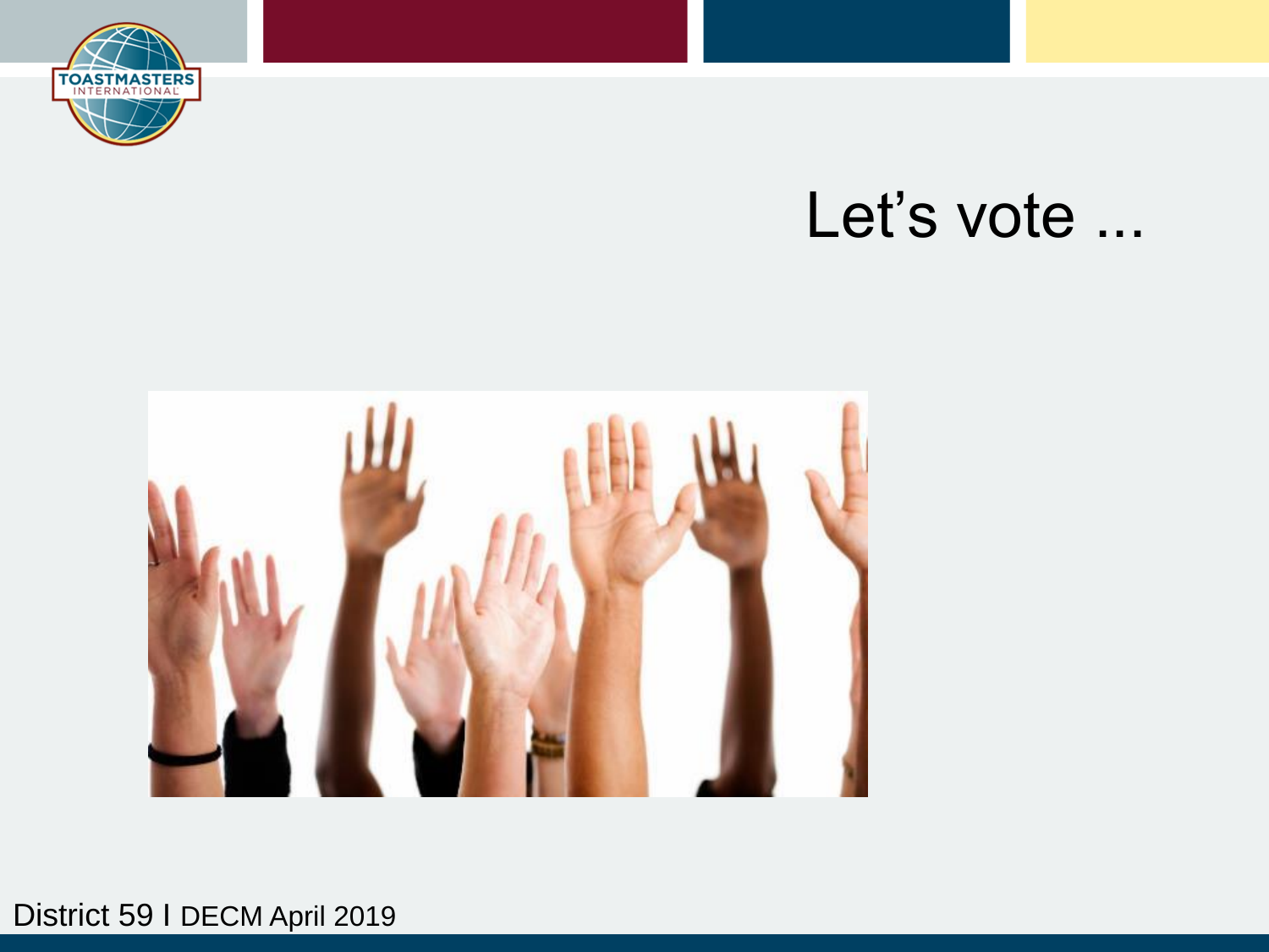# Let's vote ...